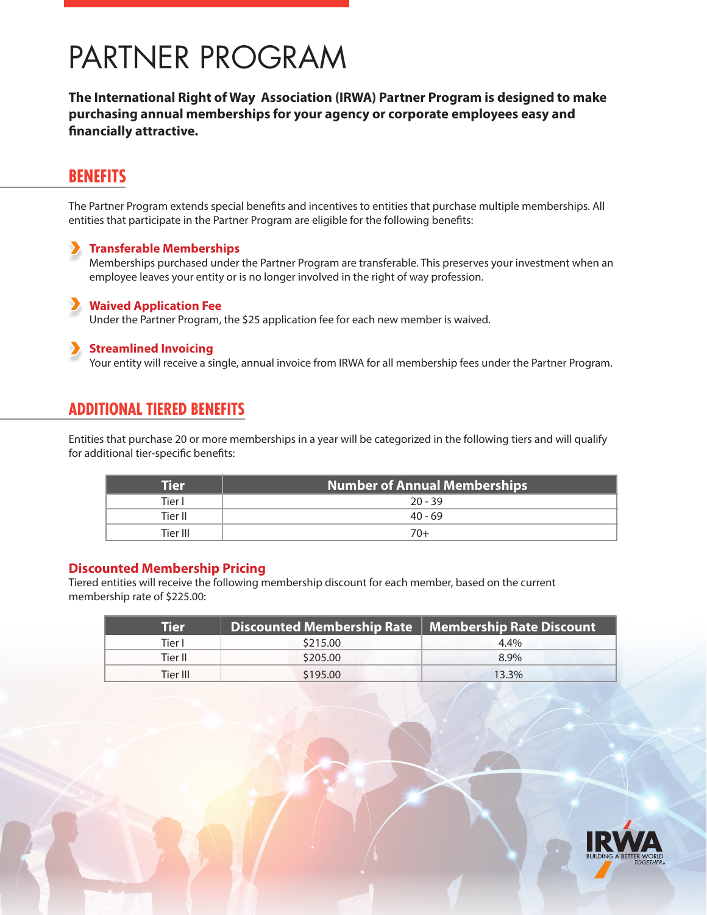# PARTNER PROGRAM

**The International Right of Way Association (IRWA) Partner Program is designed to make purchasing annual memberships for your agency or corporate employees easy and financially attractive.**

## BENEFITS

The Partner Program extends special benefits and incentives to entities that purchase multiple memberships. All entities that participate in the Partner Program are eligible for the following benefits:

- **Transferable Memberships**
  Memberships purchased under the Partner Program are transferable. This preserves your investment when an employee leaves your entity or is no longer involved in the right of way profession.

- **Waived Application Fee**
  Under the Partner Program, the $25 application fee for each new member is waived.

- **Streamlined Invoicing**
  Your entity will receive a single, annual invoice from IRWA for all membership fees under the Partner Program.

## ADDITIONAL TIERED BENEFITS

Entities that purchase 20 or more memberships in a year will be categorized in the following tiers and will qualify for additional tier-specific benefits:

| Tier | Number of Annual Memberships |
|---|---|
| Tier I | 20 - 39 |
| Tier II | 40 - 69 |
| Tier III | 70+ |

### Discounted Membership Pricing

Tiered entities will receive the following membership discount for each member, based on the current membership rate of $225.00:

| Tier | Discounted Membership Rate | Membership Rate Discount |
|---|---|---|
| Tier I | $215.00 | 4.4% |
| Tier II | $205.00 | 8.9% |
| Tier III | $195.00 | 13.3% |

IRWA
BUILDING A BETTER WORLD TOGETHER.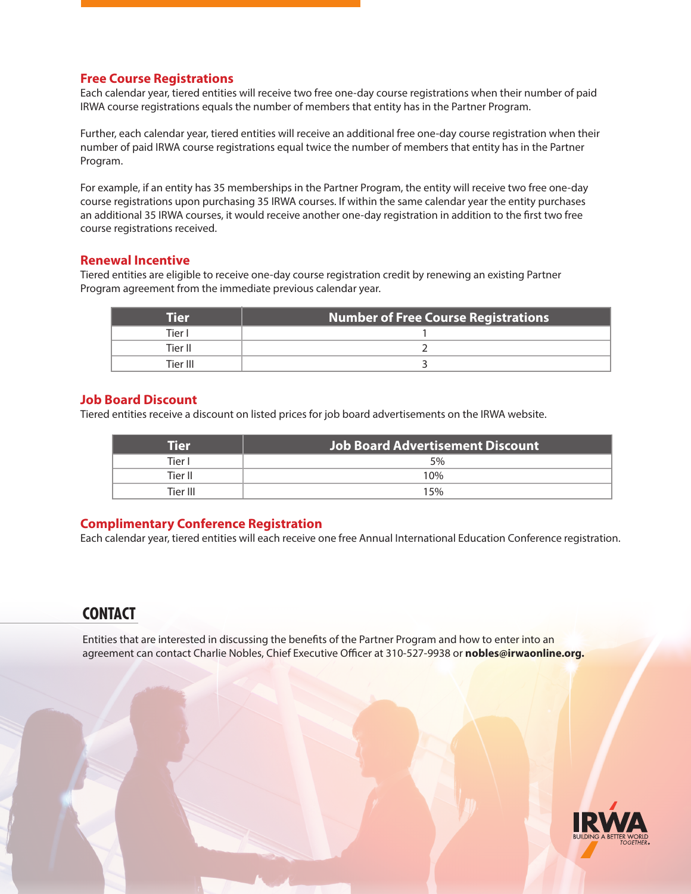## Free Course Registrations

Each calendar year, tiered entities will receive two free one-day course registrations when their number of paid IRWA course registrations equals the number of members that entity has in the Partner Program.

Further, each calendar year, tiered entities will receive an additional free one-day course registration when their number of paid IRWA course registrations equal twice the number of members that entity has in the Partner Program.

For example, if an entity has 35 memberships in the Partner Program, the entity will receive two free one-day course registrations upon purchasing 35 IRWA courses. If within the same calendar year the entity purchases an additional 35 IRWA courses, it would receive another one-day registration in addition to the first two free course registrations received.

## Renewal Incentive

Tiered entities are eligible to receive one-day course registration credit by renewing an existing Partner Program agreement from the immediate previous calendar year.

| Tier | Number of Free Course Registrations |
|---|---|
| Tier I | 1 |
| Tier II | 2 |
| Tier III | 3 |

## Job Board Discount

Tiered entities receive a discount on listed prices for job board advertisements on the IRWA website.

| Tier | Job Board Advertisement Discount |
|---|---|
| Tier I | 5% |
| Tier II | 10% |
| Tier III | 15% |

## Complimentary Conference Registration

Each calendar year, tiered entities will each receive one free Annual International Education Conference registration.

# CONTACT

Entities that are interested in discussing the benefits of the Partner Program and how to enter into an agreement can contact Charlie Nobles, Chief Executive Officer at 310-527-9938 or **nobles@irwaonline.org.**

IRWA

BUILDING A BETTER WORLD TOGETHER.